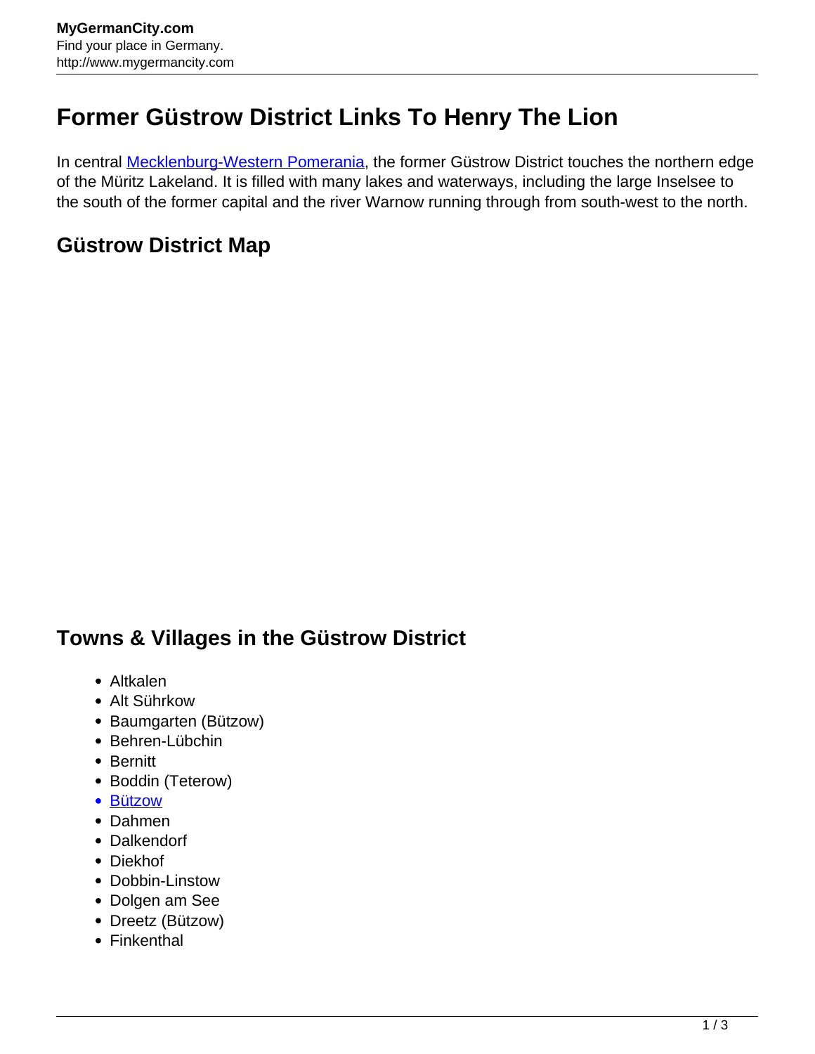# Former Güstrow District Links To Henry The Lion

In central [Mecklenburg-Western Pomerania](), the former Güstrow District touches the northern edge of the Müritz Lakeland. It is filled with many lakes and waterways, including the large Inselsee to the south of the former capital and the river Warnow running through from south-west to the north.

## Güstrow District Map

## Towns & Villages in the Güstrow District

- Altkalen
- Alt Sührkow
- Baumgarten (Bützow)
- Behren-Lübchin
- Bernitt
- Boddin (Teterow)
- [Bützow]()
- Dahmen
- Dalkendorf
- Diekhof
- Dobbin-Linstow
- Dolgen am See
- Dreetz (Bützow)
- Finkenthal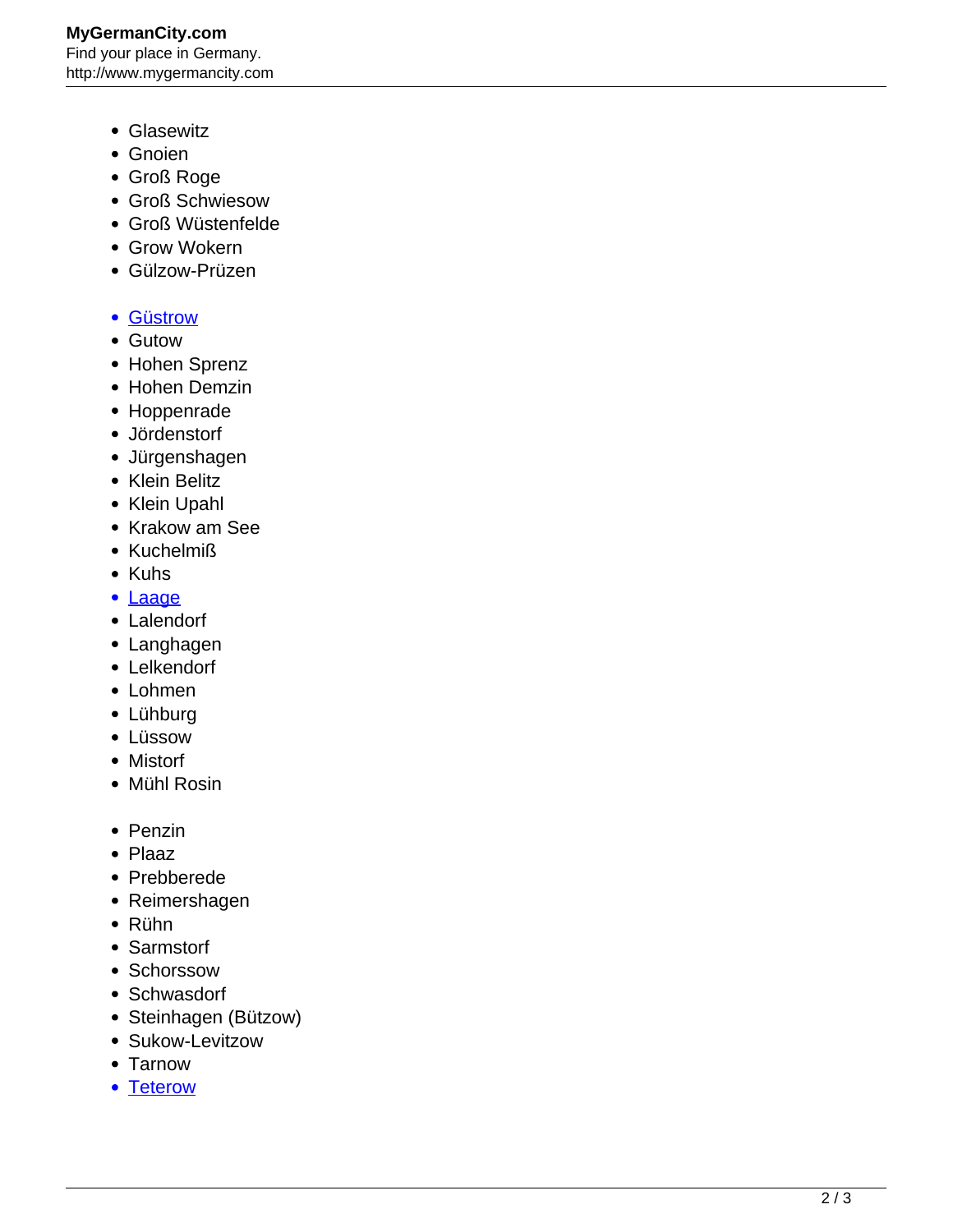- Glasewitz
- Gnoien
- Groß Roge
- Groß Schwiesow
- Groß Wüstenfelde
- Grow Wokern
- Gülzow-Prüzen

- Güstrow
- Gutow
- Hohen Sprenz
- Hohen Demzin
- Hoppenrade
- Jördenstorf
- Jürgenshagen
- Klein Belitz
- Klein Upahl
- Krakow am See
- Kuchelmiß
- Kuhs
- Laage
- Lalendorf
- Langhagen
- Lelkendorf
- Lohmen
- Lühburg
- Lüssow
- Mistorf
- Mühl Rosin

- Penzin
- Plaaz
- Prebberede
- Reimershagen
- Rühn
- Sarmstorf
- Schorssow
- Schwasdorf
- Steinhagen (Bützow)
- Sukow-Levitzow
- Tarnow
- Teterow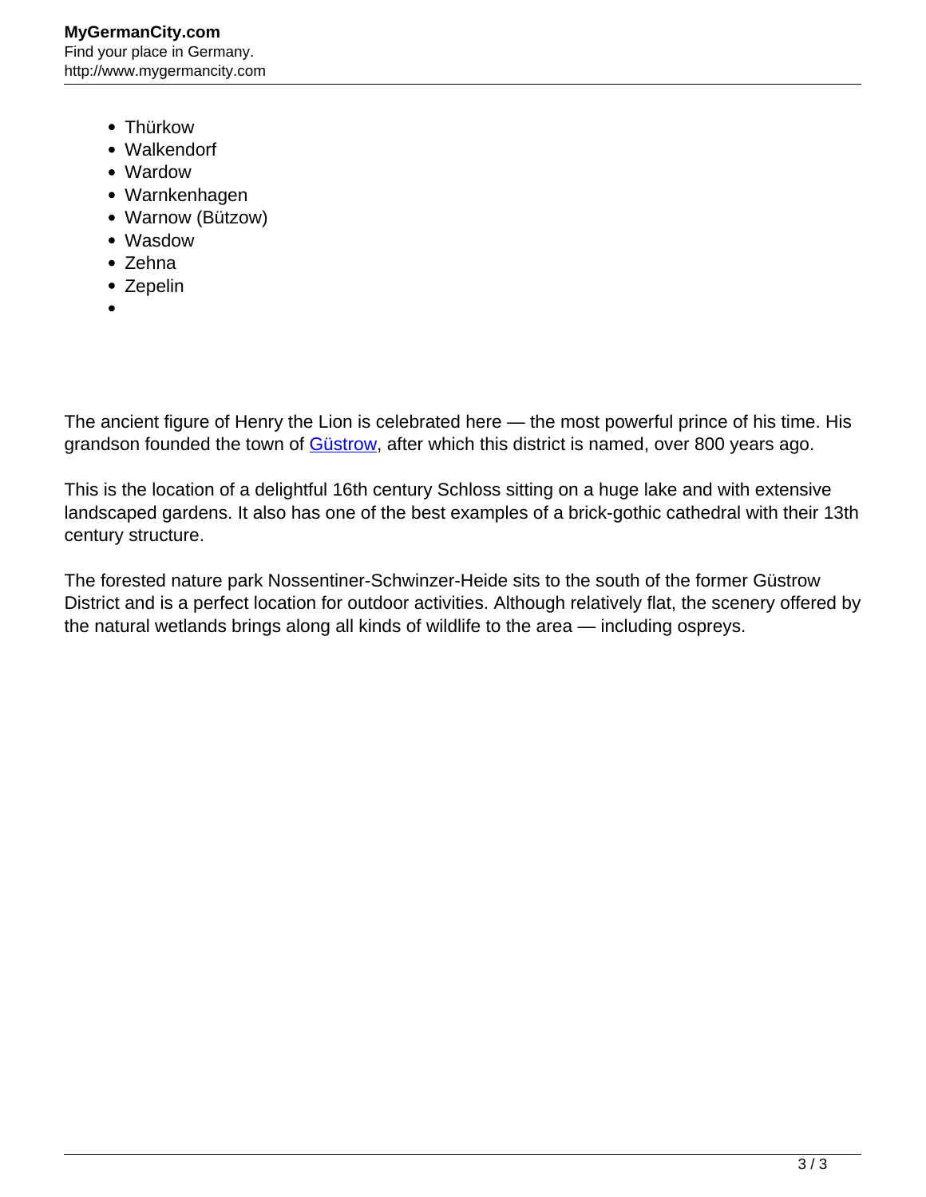- Thürkow
- Walkendorf
- Wardow
- Warnkenhagen
- Warnow (Bützow)
- Wasdow
- Zehna
- Zepelin
- 

The ancient figure of Henry the Lion is celebrated here — the most powerful prince of his time. His grandson founded the town of [Güstrow](), after which this district is named, over 800 years ago.

This is the location of a delightful 16th century Schloss sitting on a huge lake and with extensive landscaped gardens. It also has one of the best examples of a brick-gothic cathedral with their 13th century structure.

The forested nature park Nossentiner-Schwinzer-Heide sits to the south of the former Güstrow District and is a perfect location for outdoor activities. Although relatively flat, the scenery offered by the natural wetlands brings along all kinds of wildlife to the area — including ospreys.